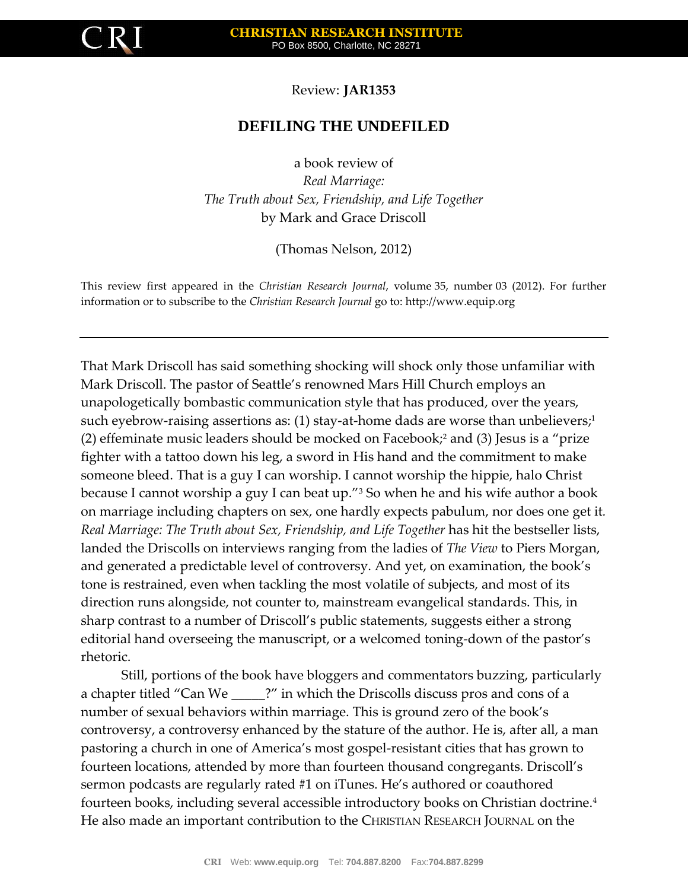Review: **JAR1353**

# DEFILING THE UNDEFILED

a book review of
*Real Marriage:*
*The Truth about Sex, Friendship, and Life Together*
by Mark and Grace Driscoll

(Thomas Nelson, 2012)

This review first appeared in the *Christian Research Journal*, volume 35, number 03 (2012). For further information or to subscribe to the *Christian Research Journal* go to: http://www.equip.org

---

That Mark Driscoll has said something shocking will shock only those unfamiliar with Mark Driscoll. The pastor of Seattle's renowned Mars Hill Church employs an unapologetically bombastic communication style that has produced, over the years, such eyebrow-raising assertions as: (1) stay-at-home dads are worse than unbelievers;[1] (2) effeminate music leaders should be mocked on Facebook;[2] and (3) Jesus is a "prize fighter with a tattoo down his leg, a sword in His hand and the commitment to make someone bleed. That is a guy I can worship. I cannot worship the hippie, halo Christ because I cannot worship a guy I can beat up."[3] So when he and his wife author a book on marriage including chapters on sex, one hardly expects pabulum, nor does one get it. *Real Marriage: The Truth about Sex, Friendship, and Life Together* has hit the bestseller lists, landed the Driscolls on interviews ranging from the ladies of *The View* to Piers Morgan, and generated a predictable level of controversy. And yet, on examination, the book's tone is restrained, even when tackling the most volatile of subjects, and most of its direction runs alongside, not counter to, mainstream evangelical standards. This, in sharp contrast to a number of Driscoll's public statements, suggests either a strong editorial hand overseeing the manuscript, or a welcomed toning-down of the pastor's rhetoric.

Still, portions of the book have bloggers and commentators buzzing, particularly a chapter titled "Can We _____?" in which the Driscolls discuss pros and cons of a number of sexual behaviors within marriage. This is ground zero of the book's controversy, a controversy enhanced by the stature of the author. He is, after all, a man pastoring a church in one of America's most gospel-resistant cities that has grown to fourteen locations, attended by more than fourteen thousand congregants. Driscoll's sermon podcasts are regularly rated #1 on iTunes. He's authored or coauthored fourteen books, including several accessible introductory books on Christian doctrine.[4] He also made an important contribution to the CHRISTIAN RESEARCH JOURNAL on the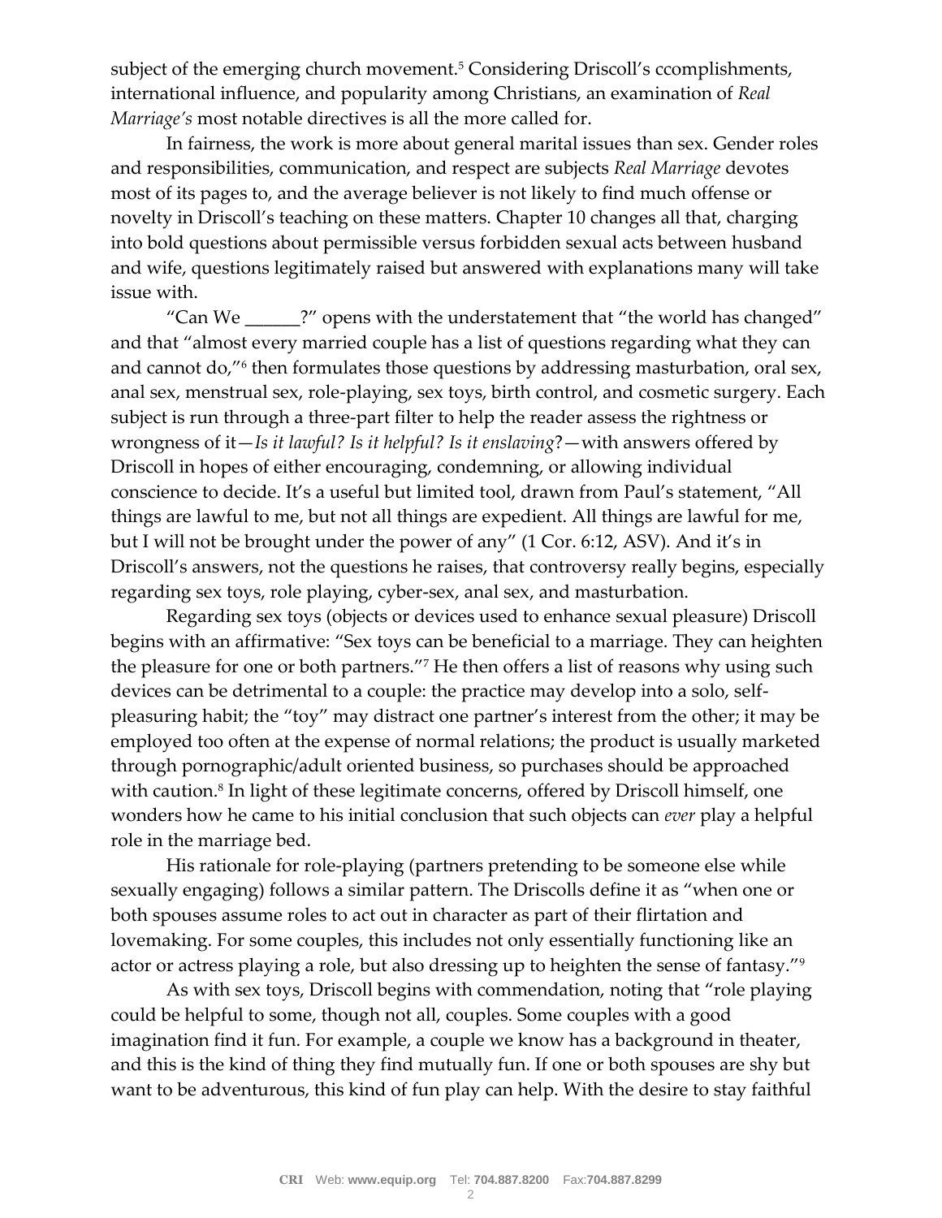subject of the emerging church movement.[5] Considering Driscoll's ccomplishments, international influence, and popularity among Christians, an examination of *Real Marriage's* most notable directives is all the more called for.

In fairness, the work is more about general marital issues than sex. Gender roles and responsibilities, communication, and respect are subjects *Real Marriage* devotes most of its pages to, and the average believer is not likely to find much offense or novelty in Driscoll's teaching on these matters. Chapter 10 changes all that, charging into bold questions about permissible versus forbidden sexual acts between husband and wife, questions legitimately raised but answered with explanations many will take issue with.

"Can We ______?" opens with the understatement that "the world has changed" and that "almost every married couple has a list of questions regarding what they can and cannot do,"[6] then formulates those questions by addressing masturbation, oral sex, anal sex, menstrual sex, role-playing, sex toys, birth control, and cosmetic surgery. Each subject is run through a three-part filter to help the reader assess the rightness or wrongness of it—*Is it lawful? Is it helpful? Is it enslaving*?—with answers offered by Driscoll in hopes of either encouraging, condemning, or allowing individual conscience to decide. It's a useful but limited tool, drawn from Paul's statement, "All things are lawful to me, but not all things are expedient. All things are lawful for me, but I will not be brought under the power of any" (1 Cor. 6:12, ASV). And it's in Driscoll's answers, not the questions he raises, that controversy really begins, especially regarding sex toys, role playing, cyber-sex, anal sex, and masturbation.

Regarding sex toys (objects or devices used to enhance sexual pleasure) Driscoll begins with an affirmative: "Sex toys can be beneficial to a marriage. They can heighten the pleasure for one or both partners."[7] He then offers a list of reasons why using such devices can be detrimental to a couple: the practice may develop into a solo, self-pleasuring habit; the "toy" may distract one partner's interest from the other; it may be employed too often at the expense of normal relations; the product is usually marketed through pornographic/adult oriented business, so purchases should be approached with caution.[8] In light of these legitimate concerns, offered by Driscoll himself, one wonders how he came to his initial conclusion that such objects can *ever* play a helpful role in the marriage bed.

His rationale for role-playing (partners pretending to be someone else while sexually engaging) follows a similar pattern. The Driscolls define it as "when one or both spouses assume roles to act out in character as part of their flirtation and lovemaking. For some couples, this includes not only essentially functioning like an actor or actress playing a role, but also dressing up to heighten the sense of fantasy."[9]

As with sex toys, Driscoll begins with commendation, noting that "role playing could be helpful to some, though not all, couples. Some couples with a good imagination find it fun. For example, a couple we know has a background in theater, and this is the kind of thing they find mutually fun. If one or both spouses are shy but want to be adventurous, this kind of fun play can help. With the desire to stay faithful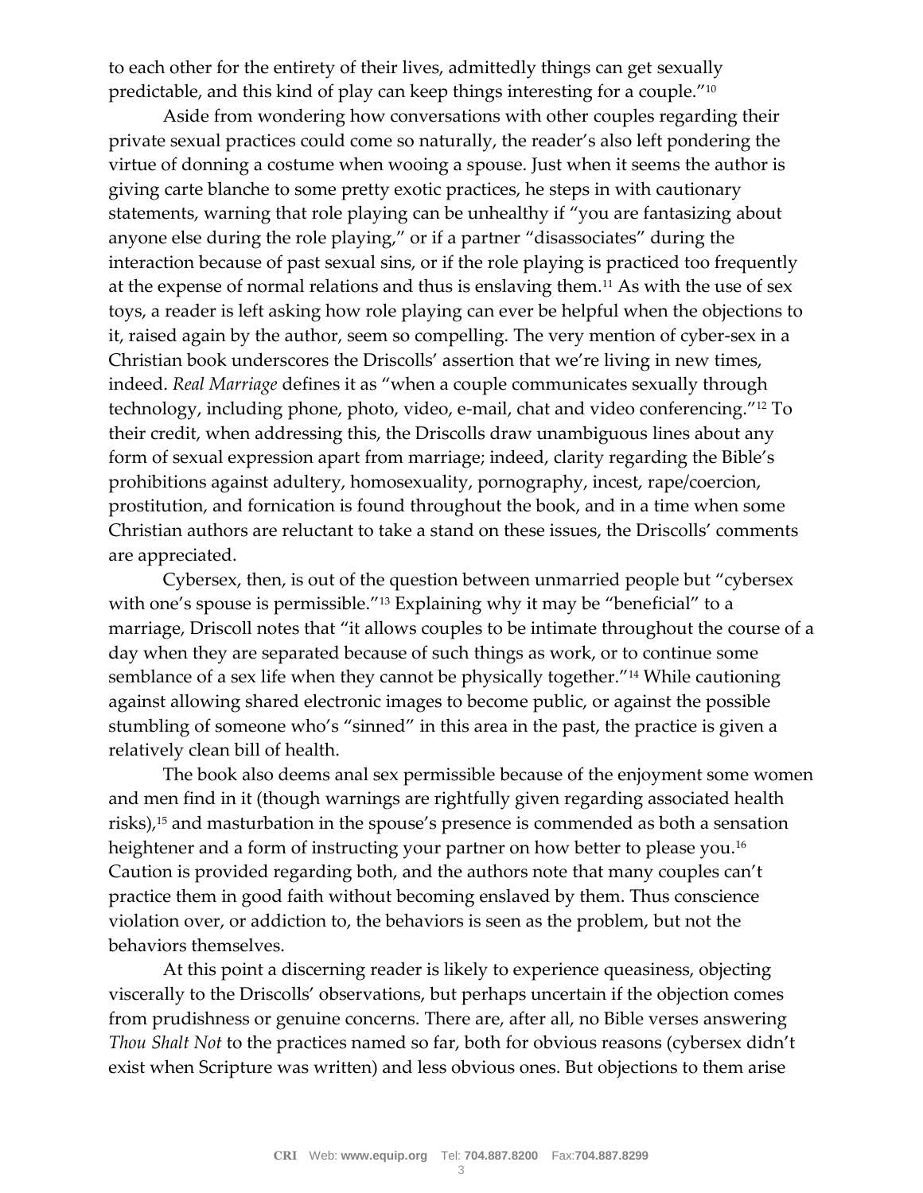to each other for the entirety of their lives, admittedly things can get sexually predictable, and this kind of play can keep things interesting for a couple."[10]

Aside from wondering how conversations with other couples regarding their private sexual practices could come so naturally, the reader's also left pondering the virtue of donning a costume when wooing a spouse. Just when it seems the author is giving carte blanche to some pretty exotic practices, he steps in with cautionary statements, warning that role playing can be unhealthy if "you are fantasizing about anyone else during the role playing," or if a partner "disassociates" during the interaction because of past sexual sins, or if the role playing is practiced too frequently at the expense of normal relations and thus is enslaving them.[11] As with the use of sex toys, a reader is left asking how role playing can ever be helpful when the objections to it, raised again by the author, seem so compelling. The very mention of cyber-sex in a Christian book underscores the Driscolls' assertion that we're living in new times, indeed. *Real Marriage* defines it as "when a couple communicates sexually through technology, including phone, photo, video, e-mail, chat and video conferencing."[12] To their credit, when addressing this, the Driscolls draw unambiguous lines about any form of sexual expression apart from marriage; indeed, clarity regarding the Bible's prohibitions against adultery, homosexuality, pornography, incest, rape/coercion, prostitution, and fornication is found throughout the book, and in a time when some Christian authors are reluctant to take a stand on these issues, the Driscolls' comments are appreciated.

Cybersex, then, is out of the question between unmarried people but "cybersex with one's spouse is permissible."[13] Explaining why it may be "beneficial" to a marriage, Driscoll notes that "it allows couples to be intimate throughout the course of a day when they are separated because of such things as work, or to continue some semblance of a sex life when they cannot be physically together."[14] While cautioning against allowing shared electronic images to become public, or against the possible stumbling of someone who's "sinned" in this area in the past, the practice is given a relatively clean bill of health.

The book also deems anal sex permissible because of the enjoyment some women and men find in it (though warnings are rightfully given regarding associated health risks),[15] and masturbation in the spouse's presence is commended as both a sensation heightener and a form of instructing your partner on how better to please you.[16] Caution is provided regarding both, and the authors note that many couples can't practice them in good faith without becoming enslaved by them. Thus conscience violation over, or addiction to, the behaviors is seen as the problem, but not the behaviors themselves.

At this point a discerning reader is likely to experience queasiness, objecting viscerally to the Driscolls' observations, but perhaps uncertain if the objection comes from prudishness or genuine concerns. There are, after all, no Bible verses answering *Thou Shalt Not* to the practices named so far, both for obvious reasons (cybersex didn't exist when Scripture was written) and less obvious ones. But objections to them arise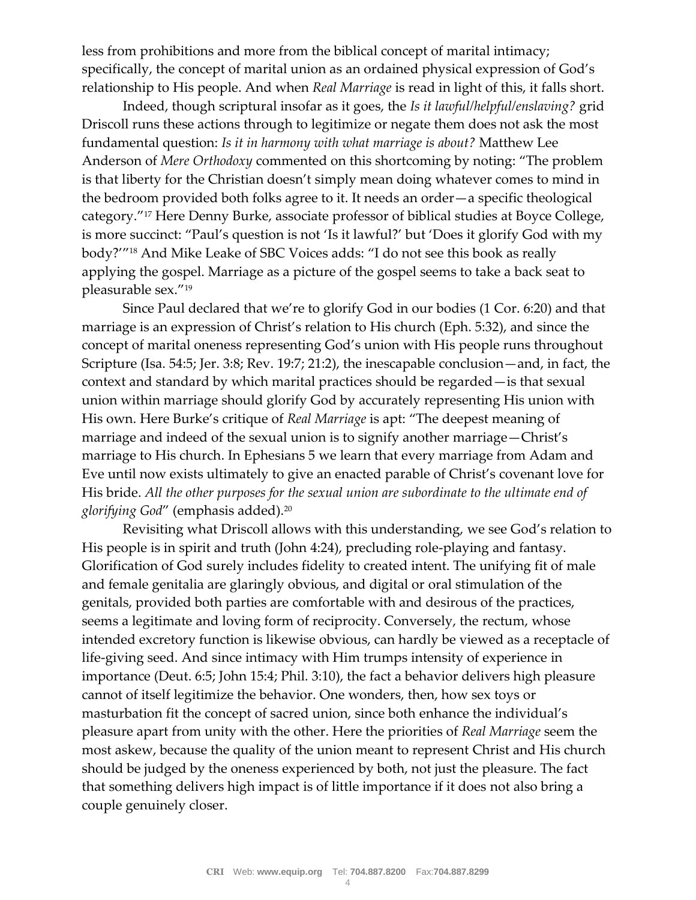less from prohibitions and more from the biblical concept of marital intimacy; specifically, the concept of marital union as an ordained physical expression of God's relationship to His people. And when *Real Marriage* is read in light of this, it falls short.

Indeed, though scriptural insofar as it goes, the *Is it lawful/helpful/enslaving?* grid Driscoll runs these actions through to legitimize or negate them does not ask the most fundamental question: *Is it in harmony with what marriage is about?* Matthew Lee Anderson of *Mere Orthodoxy* commented on this shortcoming by noting: "The problem is that liberty for the Christian doesn't simply mean doing whatever comes to mind in the bedroom provided both folks agree to it. It needs an order—a specific theological category."[17] Here Denny Burke, associate professor of biblical studies at Boyce College, is more succinct: "Paul's question is not 'Is it lawful?' but 'Does it glorify God with my body?'"[18] And Mike Leake of SBC Voices adds: "I do not see this book as really applying the gospel. Marriage as a picture of the gospel seems to take a back seat to pleasurable sex."[19]

Since Paul declared that we're to glorify God in our bodies (1 Cor. 6:20) and that marriage is an expression of Christ's relation to His church (Eph. 5:32), and since the concept of marital oneness representing God's union with His people runs throughout Scripture (Isa. 54:5; Jer. 3:8; Rev. 19:7; 21:2), the inescapable conclusion—and, in fact, the context and standard by which marital practices should be regarded—is that sexual union within marriage should glorify God by accurately representing His union with His own. Here Burke's critique of *Real Marriage* is apt: "The deepest meaning of marriage and indeed of the sexual union is to signify another marriage—Christ's marriage to His church. In Ephesians 5 we learn that every marriage from Adam and Eve until now exists ultimately to give an enacted parable of Christ's covenant love for His bride. *All the other purposes for the sexual union are subordinate to the ultimate end of glorifying God*" (emphasis added).[20]

Revisiting what Driscoll allows with this understanding, we see God's relation to His people is in spirit and truth (John 4:24), precluding role-playing and fantasy. Glorification of God surely includes fidelity to created intent. The unifying fit of male and female genitalia are glaringly obvious, and digital or oral stimulation of the genitals, provided both parties are comfortable with and desirous of the practices, seems a legitimate and loving form of reciprocity. Conversely, the rectum, whose intended excretory function is likewise obvious, can hardly be viewed as a receptacle of life-giving seed. And since intimacy with Him trumps intensity of experience in importance (Deut. 6:5; John 15:4; Phil. 3:10), the fact a behavior delivers high pleasure cannot of itself legitimize the behavior. One wonders, then, how sex toys or masturbation fit the concept of sacred union, since both enhance the individual's pleasure apart from unity with the other. Here the priorities of *Real Marriage* seem the most askew, because the quality of the union meant to represent Christ and His church should be judged by the oneness experienced by both, not just the pleasure. The fact that something delivers high impact is of little importance if it does not also bring a couple genuinely closer.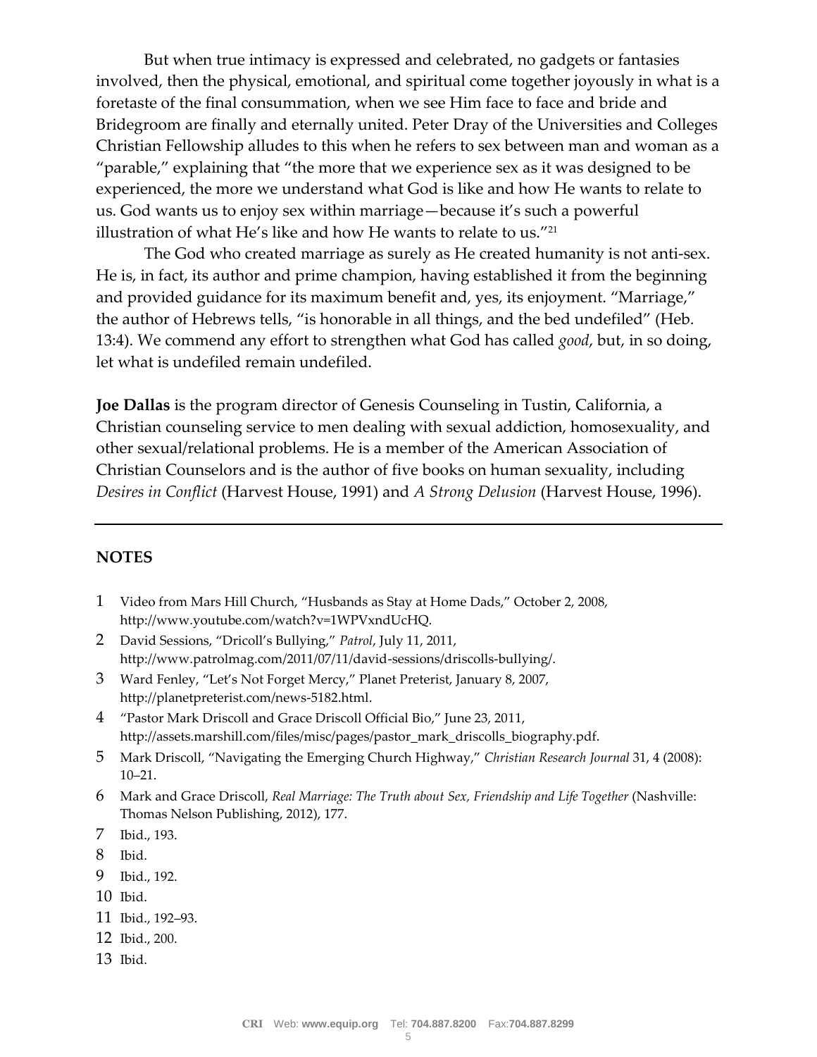But when true intimacy is expressed and celebrated, no gadgets or fantasies involved, then the physical, emotional, and spiritual come together joyously in what is a foretaste of the final consummation, when we see Him face to face and bride and Bridegroom are finally and eternally united. Peter Dray of the Universities and Colleges Christian Fellowship alludes to this when he refers to sex between man and woman as a "parable," explaining that "the more that we experience sex as it was designed to be experienced, the more we understand what God is like and how He wants to relate to us. God wants us to enjoy sex within marriage—because it's such a powerful illustration of what He's like and how He wants to relate to us."[21]

The God who created marriage as surely as He created humanity is not anti-sex. He is, in fact, its author and prime champion, having established it from the beginning and provided guidance for its maximum benefit and, yes, its enjoyment. "Marriage," the author of Hebrews tells, "is honorable in all things, and the bed undefiled" (Heb. 13:4). We commend any effort to strengthen what God has called *good*, but, in so doing, let what is undefiled remain undefiled.

**Joe Dallas** is the program director of Genesis Counseling in Tustin, California, a Christian counseling service to men dealing with sexual addiction, homosexuality, and other sexual/relational problems. He is a member of the American Association of Christian Counselors and is the author of five books on human sexuality, including *Desires in Conflict* (Harvest House, 1991) and *A Strong Delusion* (Harvest House, 1996).

---

**NOTES**

1. Video from Mars Hill Church, "Husbands as Stay at Home Dads," October 2, 2008, http://www.youtube.com/watch?v=1WPVxndUcHQ.
2. David Sessions, "Dricoll's Bullying," *Patrol*, July 11, 2011, http://www.patrolmag.com/2011/07/11/david-sessions/driscolls-bullying/.
3. Ward Fenley, "Let's Not Forget Mercy," Planet Preterist, January 8, 2007, http://planetpreterist.com/news-5182.html.
4. "Pastor Mark Driscoll and Grace Driscoll Official Bio," June 23, 2011, http://assets.marshill.com/files/misc/pages/pastor_mark_driscolls_biography.pdf.
5. Mark Driscoll, "Navigating the Emerging Church Highway," *Christian Research Journal* 31, 4 (2008): 10–21.
6. Mark and Grace Driscoll, *Real Marriage: The Truth about Sex, Friendship and Life Together* (Nashville: Thomas Nelson Publishing, 2012), 177.
7. Ibid., 193.
8. Ibid.
9. Ibid., 192.
10. Ibid.
11. Ibid., 192–93.
12. Ibid., 200.
13. Ibid.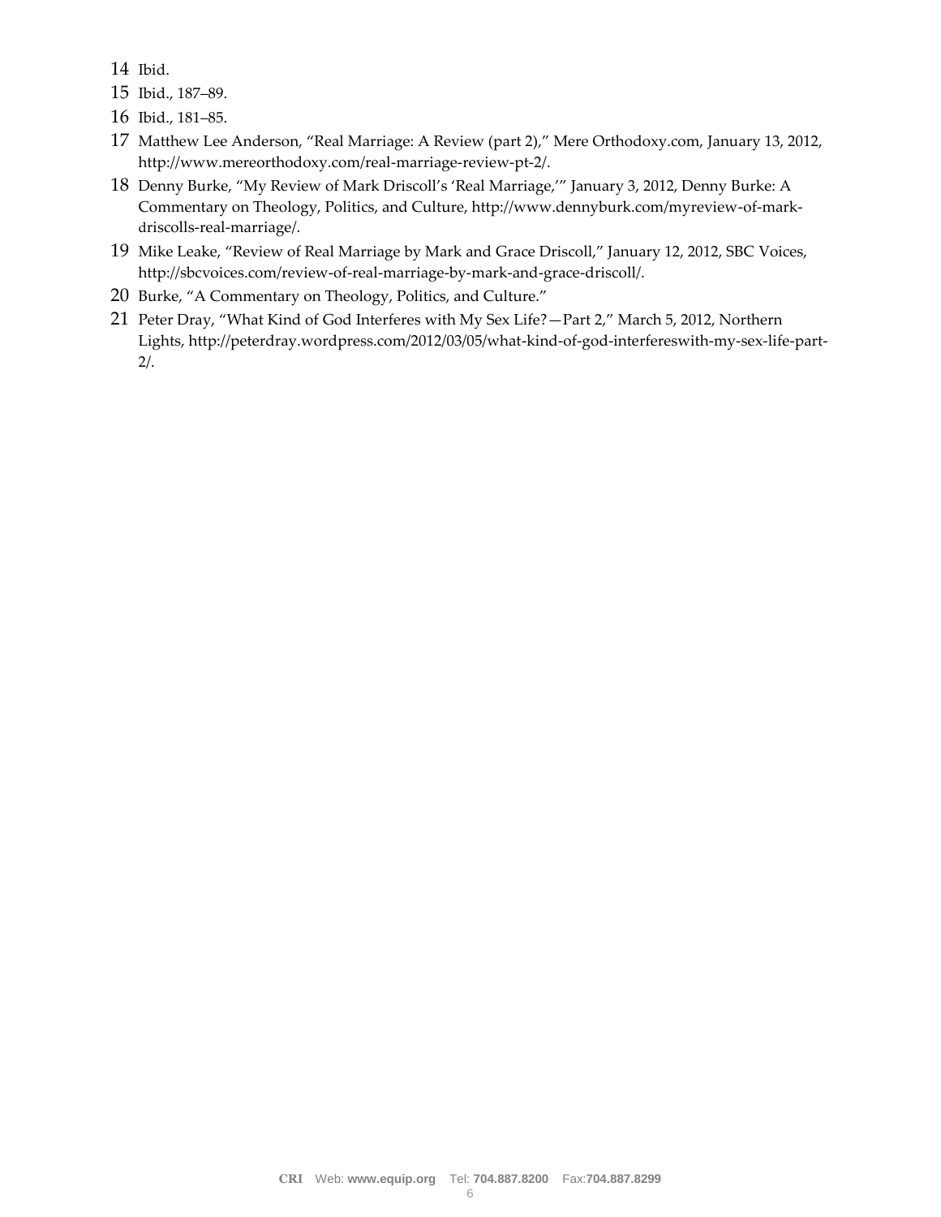14 Ibid.

15 Ibid., 187–89.

16 Ibid., 181–85.

17 Matthew Lee Anderson, "Real Marriage: A Review (part 2)," Mere Orthodoxy.com, January 13, 2012, http://www.mereorthodoxy.com/real-marriage-review-pt-2/.

18 Denny Burke, "My Review of Mark Driscoll's 'Real Marriage,'" January 3, 2012, Denny Burke: A Commentary on Theology, Politics, and Culture, http://www.dennyburk.com/myreview-of-mark-driscolls-real-marriage/.

19 Mike Leake, "Review of Real Marriage by Mark and Grace Driscoll," January 12, 2012, SBC Voices, http://sbcvoices.com/review-of-real-marriage-by-mark-and-grace-driscoll/.

20 Burke, "A Commentary on Theology, Politics, and Culture."

21 Peter Dray, "What Kind of God Interferes with My Sex Life?—Part 2," March 5, 2012, Northern Lights, http://peterdray.wordpress.com/2012/03/05/what-kind-of-god-interfereswith-my-sex-life-part-2/.